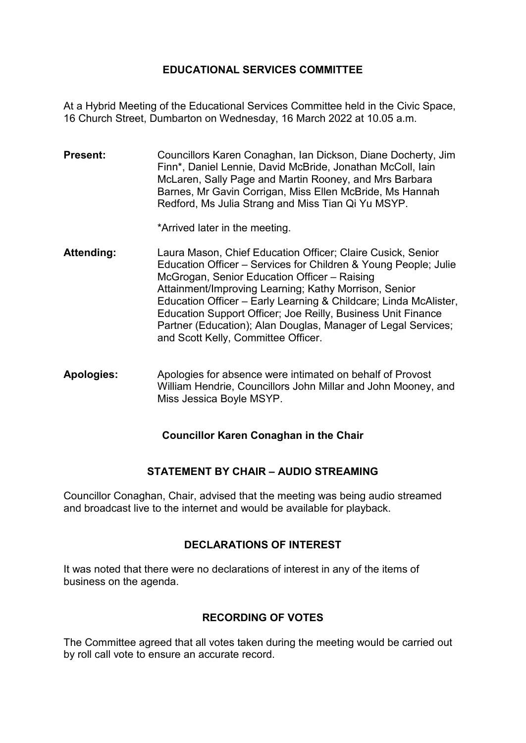# EDUCATIONAL SERVICES COMMITTEE

At a Hybrid Meeting of the Educational Services Committee held in the Civic Space, 16 Church Street, Dumbarton on Wednesday, 16 March 2022 at 10.05 a.m.

**Present:** Councillors Karen Conaghan, Ian Dickson, Diane Docherty, Jim Finn*, Daniel Lennie, David McBride, Jonathan McColl, Iain McLaren, Sally Page and Martin Rooney, and Mrs Barbara Barnes, Mr Gavin Corrigan, Miss Ellen McBride, Ms Hannah Redford, Ms Julia Strang and Miss Tian Qi Yu MSYP.

*Arrived later in the meeting.

**Attending:** Laura Mason, Chief Education Officer; Claire Cusick, Senior Education Officer – Services for Children & Young People; Julie McGrogan, Senior Education Officer – Raising Attainment/Improving Learning; Kathy Morrison, Senior Education Officer – Early Learning & Childcare; Linda McAlister, Education Support Officer; Joe Reilly, Business Unit Finance Partner (Education); Alan Douglas, Manager of Legal Services; and Scott Kelly, Committee Officer.

**Apologies:** Apologies for absence were intimated on behalf of Provost William Hendrie, Councillors John Millar and John Mooney, and Miss Jessica Boyle MSYP.

**Councillor Karen Conaghan in the Chair**

## STATEMENT BY CHAIR – AUDIO STREAMING

Councillor Conaghan, Chair, advised that the meeting was being audio streamed and broadcast live to the internet and would be available for playback.

## DECLARATIONS OF INTEREST

It was noted that there were no declarations of interest in any of the items of business on the agenda.

## RECORDING OF VOTES

The Committee agreed that all votes taken during the meeting would be carried out by roll call vote to ensure an accurate record.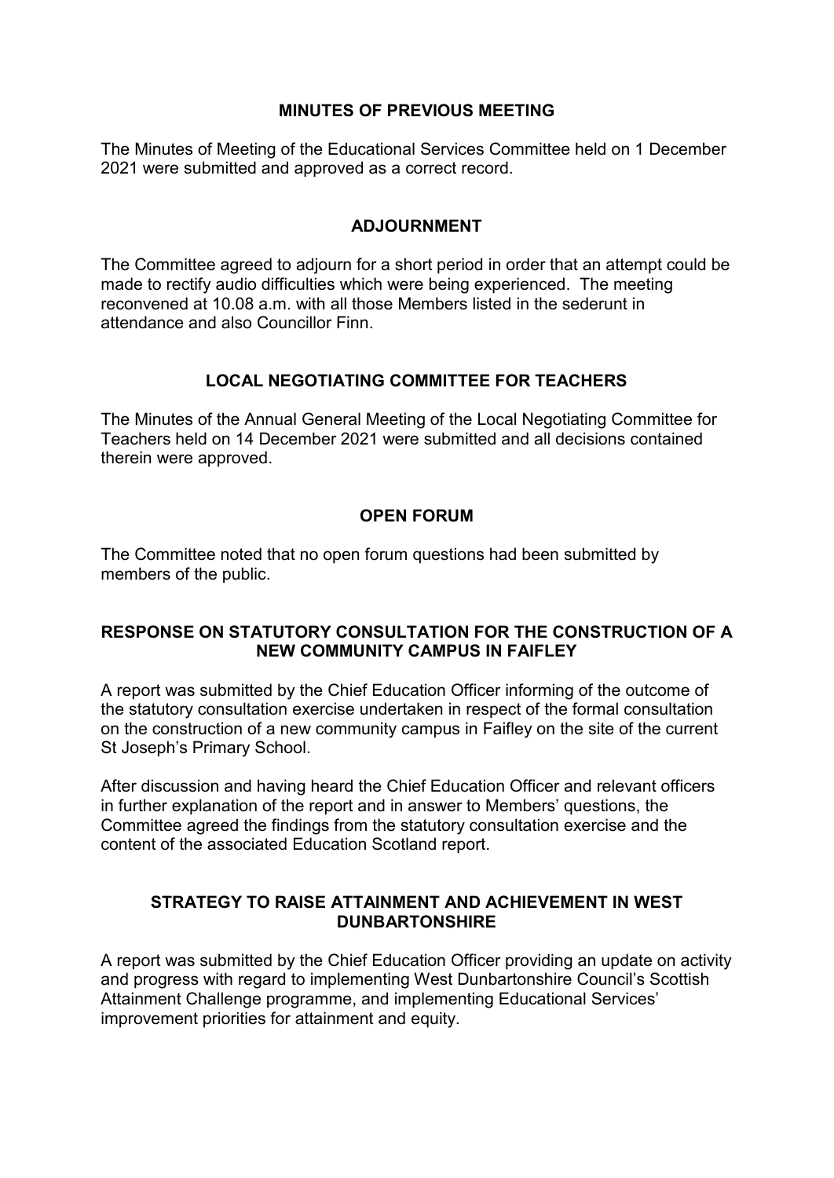## MINUTES OF PREVIOUS MEETING

The Minutes of Meeting of the Educational Services Committee held on 1 December 2021 were submitted and approved as a correct record.

## ADJOURNMENT

The Committee agreed to adjourn for a short period in order that an attempt could be made to rectify audio difficulties which were being experienced. The meeting reconvened at 10.08 a.m. with all those Members listed in the sederunt in attendance and also Councillor Finn.

## LOCAL NEGOTIATING COMMITTEE FOR TEACHERS

The Minutes of the Annual General Meeting of the Local Negotiating Committee for Teachers held on 14 December 2021 were submitted and all decisions contained therein were approved.

## OPEN FORUM

The Committee noted that no open forum questions had been submitted by members of the public.

## RESPONSE ON STATUTORY CONSULTATION FOR THE CONSTRUCTION OF A NEW COMMUNITY CAMPUS IN FAIFLEY

A report was submitted by the Chief Education Officer informing of the outcome of the statutory consultation exercise undertaken in respect of the formal consultation on the construction of a new community campus in Faifley on the site of the current St Joseph's Primary School.

After discussion and having heard the Chief Education Officer and relevant officers in further explanation of the report and in answer to Members' questions, the Committee agreed the findings from the statutory consultation exercise and the content of the associated Education Scotland report.

## STRATEGY TO RAISE ATTAINMENT AND ACHIEVEMENT IN WEST DUNBARTONSHIRE

A report was submitted by the Chief Education Officer providing an update on activity and progress with regard to implementing West Dunbartonshire Council's Scottish Attainment Challenge programme, and implementing Educational Services' improvement priorities for attainment and equity.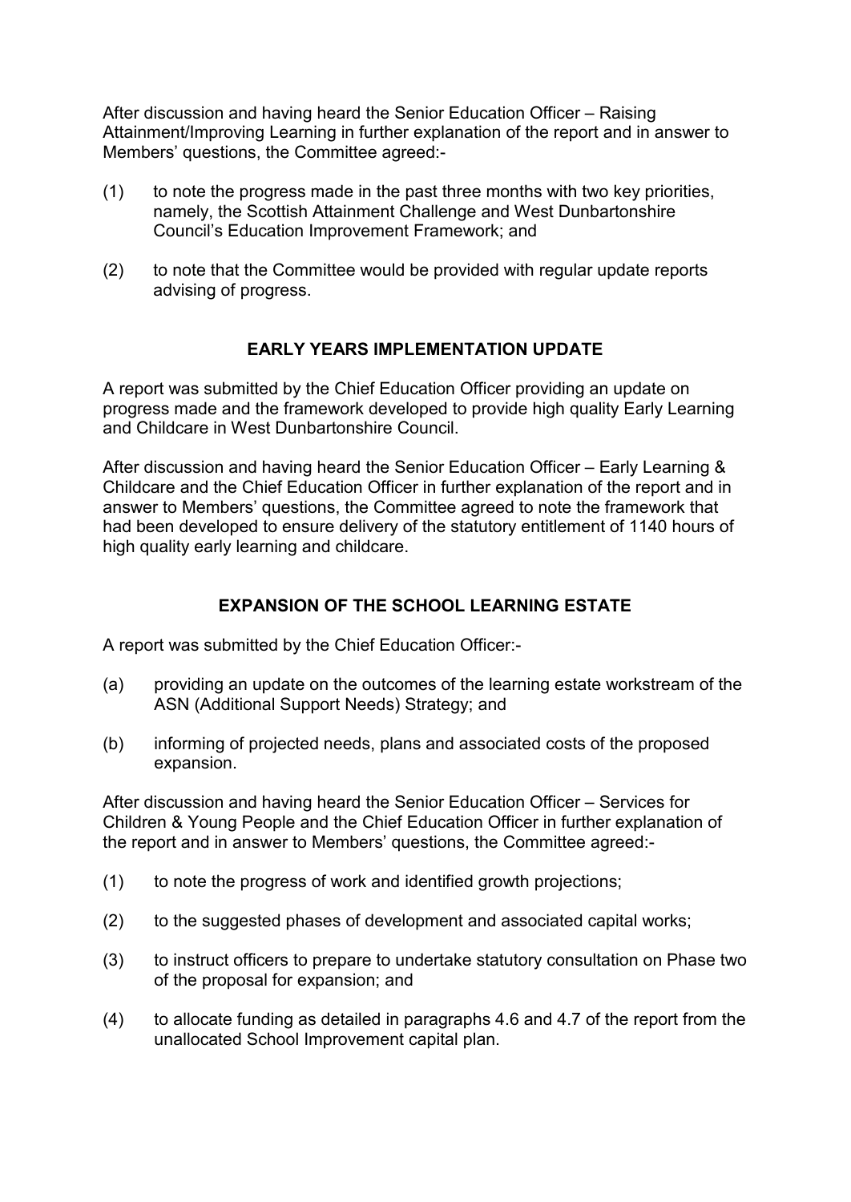After discussion and having heard the Senior Education Officer – Raising Attainment/Improving Learning in further explanation of the report and in answer to Members' questions, the Committee agreed:-

(1) to note the progress made in the past three months with two key priorities, namely, the Scottish Attainment Challenge and West Dunbartonshire Council's Education Improvement Framework; and

(2) to note that the Committee would be provided with regular update reports advising of progress.

## EARLY YEARS IMPLEMENTATION UPDATE

A report was submitted by the Chief Education Officer providing an update on progress made and the framework developed to provide high quality Early Learning and Childcare in West Dunbartonshire Council.

After discussion and having heard the Senior Education Officer – Early Learning & Childcare and the Chief Education Officer in further explanation of the report and in answer to Members' questions, the Committee agreed to note the framework that had been developed to ensure delivery of the statutory entitlement of 1140 hours of high quality early learning and childcare.

## EXPANSION OF THE SCHOOL LEARNING ESTATE

A report was submitted by the Chief Education Officer:-

(a) providing an update on the outcomes of the learning estate workstream of the ASN (Additional Support Needs) Strategy; and

(b) informing of projected needs, plans and associated costs of the proposed expansion.

After discussion and having heard the Senior Education Officer – Services for Children & Young People and the Chief Education Officer in further explanation of the report and in answer to Members' questions, the Committee agreed:-

(1) to note the progress of work and identified growth projections;

(2) to the suggested phases of development and associated capital works;

(3) to instruct officers to prepare to undertake statutory consultation on Phase two of the proposal for expansion; and

(4) to allocate funding as detailed in paragraphs 4.6 and 4.7 of the report from the unallocated School Improvement capital plan.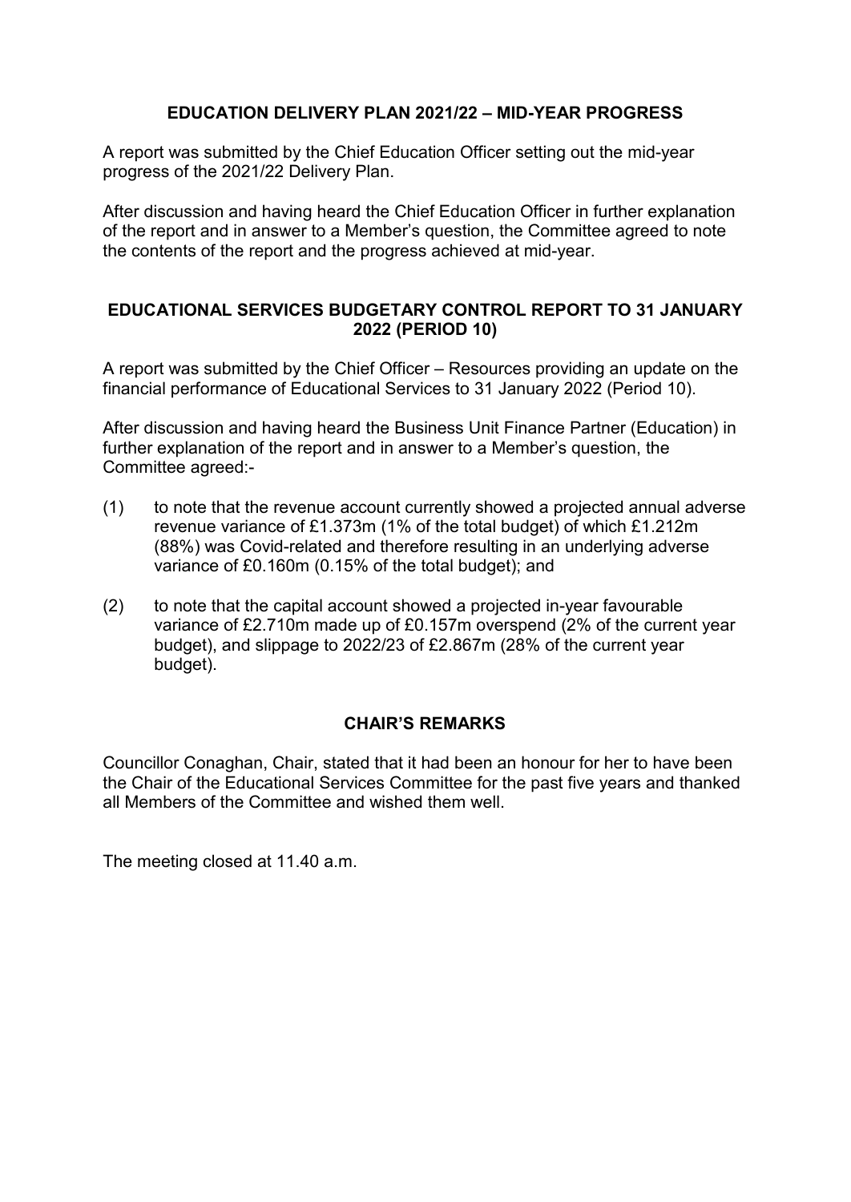## EDUCATION DELIVERY PLAN 2021/22 – MID-YEAR PROGRESS

A report was submitted by the Chief Education Officer setting out the mid-year progress of the 2021/22 Delivery Plan.

After discussion and having heard the Chief Education Officer in further explanation of the report and in answer to a Member's question, the Committee agreed to note the contents of the report and the progress achieved at mid-year.

## EDUCATIONAL SERVICES BUDGETARY CONTROL REPORT TO 31 JANUARY 2022 (PERIOD 10)

A report was submitted by the Chief Officer – Resources providing an update on the financial performance of Educational Services to 31 January 2022 (Period 10).

After discussion and having heard the Business Unit Finance Partner (Education) in further explanation of the report and in answer to a Member's question, the Committee agreed:-

(1) to note that the revenue account currently showed a projected annual adverse revenue variance of £1.373m (1% of the total budget) of which £1.212m (88%) was Covid-related and therefore resulting in an underlying adverse variance of £0.160m (0.15% of the total budget); and

(2) to note that the capital account showed a projected in-year favourable variance of £2.710m made up of £0.157m overspend (2% of the current year budget), and slippage to 2022/23 of £2.867m (28% of the current year budget).

## CHAIR'S REMARKS

Councillor Conaghan, Chair, stated that it had been an honour for her to have been the Chair of the Educational Services Committee for the past five years and thanked all Members of the Committee and wished them well.

The meeting closed at 11.40 a.m.